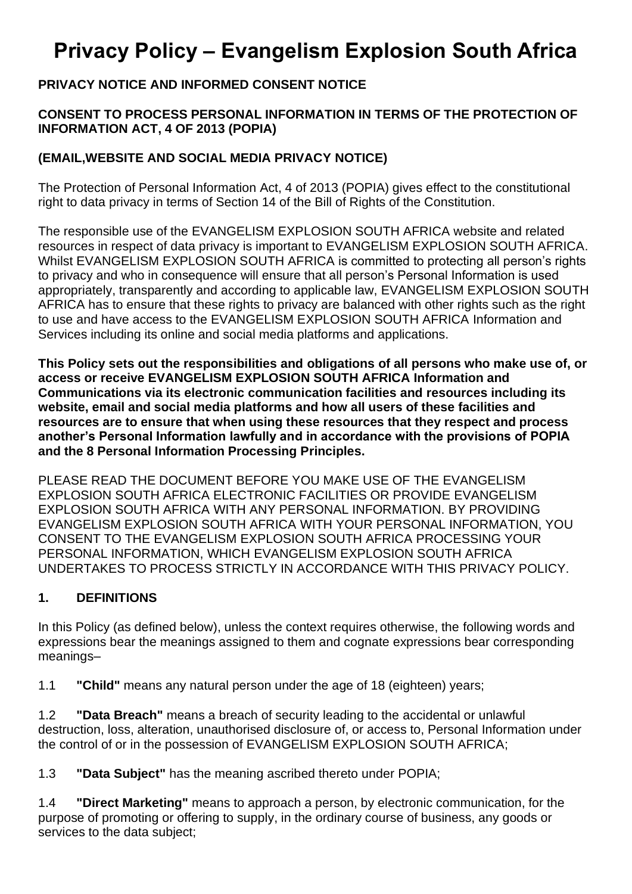# Privacy Policy – Evangelism Explosion South Africa

**PRIVACY NOTICE AND INFORMED CONSENT NOTICE**

**CONSENT TO PROCESS PERSONAL INFORMATION IN TERMS OF THE PROTECTION OF INFORMATION ACT, 4 OF 2013 (POPIA)**

**(EMAIL,WEBSITE AND SOCIAL MEDIA PRIVACY NOTICE)**

The Protection of Personal Information Act, 4 of 2013 (POPIA) gives effect to the constitutional right to data privacy in terms of Section 14 of the Bill of Rights of the Constitution.

The responsible use of the EVANGELISM EXPLOSION SOUTH AFRICA website and related resources in respect of data privacy is important to EVANGELISM EXPLOSION SOUTH AFRICA. Whilst EVANGELISM EXPLOSION SOUTH AFRICA is committed to protecting all person's rights to privacy and who in consequence will ensure that all person's Personal Information is used appropriately, transparently and according to applicable law, EVANGELISM EXPLOSION SOUTH AFRICA has to ensure that these rights to privacy are balanced with other rights such as the right to use and have access to the EVANGELISM EXPLOSION SOUTH AFRICA Information and Services including its online and social media platforms and applications.

**This Policy sets out the responsibilities and obligations of all persons who make use of, or access or receive EVANGELISM EXPLOSION SOUTH AFRICA Information and Communications via its electronic communication facilities and resources including its website, email and social media platforms and how all users of these facilities and resources are to ensure that when using these resources that they respect and process another's Personal Information lawfully and in accordance with the provisions of POPIA and the 8 Personal Information Processing Principles.**

PLEASE READ THE DOCUMENT BEFORE YOU MAKE USE OF THE EVANGELISM EXPLOSION SOUTH AFRICA ELECTRONIC FACILITIES OR PROVIDE EVANGELISM EXPLOSION SOUTH AFRICA WITH ANY PERSONAL INFORMATION. BY PROVIDING EVANGELISM EXPLOSION SOUTH AFRICA WITH YOUR PERSONAL INFORMATION, YOU CONSENT TO THE EVANGELISM EXPLOSION SOUTH AFRICA PROCESSING YOUR PERSONAL INFORMATION, WHICH EVANGELISM EXPLOSION SOUTH AFRICA UNDERTAKES TO PROCESS STRICTLY IN ACCORDANCE WITH THIS PRIVACY POLICY.

## 1. DEFINITIONS

In this Policy (as defined below), unless the context requires otherwise, the following words and expressions bear the meanings assigned to them and cognate expressions bear corresponding meanings–

1.1 **"Child"** means any natural person under the age of 18 (eighteen) years;

1.2 **"Data Breach"** means a breach of security leading to the accidental or unlawful destruction, loss, alteration, unauthorised disclosure of, or access to, Personal Information under the control of or in the possession of EVANGELISM EXPLOSION SOUTH AFRICA;

1.3 **"Data Subject"** has the meaning ascribed thereto under POPIA;

1.4 **"Direct Marketing"** means to approach a person, by electronic communication, for the purpose of promoting or offering to supply, in the ordinary course of business, any goods or services to the data subject;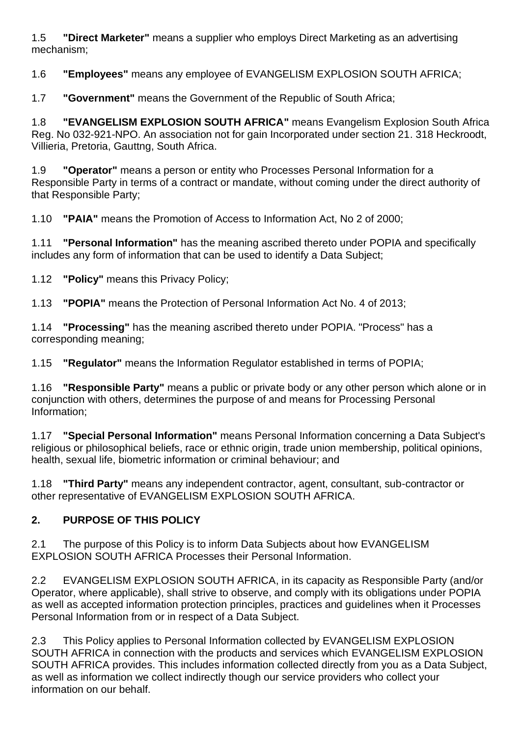1.5 **"Direct Marketer"** means a supplier who employs Direct Marketing as an advertising mechanism;

1.6 **"Employees"** means any employee of EVANGELISM EXPLOSION SOUTH AFRICA;

1.7 **"Government"** means the Government of the Republic of South Africa;

1.8 **"EVANGELISM EXPLOSION SOUTH AFRICA"** means Evangelism Explosion South Africa Reg. No 032-921-NPO. An association not for gain Incorporated under section 21. 318 Heckroodt, Villieria, Pretoria, Gauttng, South Africa.

1.9 **"Operator"** means a person or entity who Processes Personal Information for a Responsible Party in terms of a contract or mandate, without coming under the direct authority of that Responsible Party;

1.10 **"PAIA"** means the Promotion of Access to Information Act, No 2 of 2000;

1.11 **"Personal Information"** has the meaning ascribed thereto under POPIA and specifically includes any form of information that can be used to identify a Data Subject;

1.12 **"Policy"** means this Privacy Policy;

1.13 **"POPIA"** means the Protection of Personal Information Act No. 4 of 2013;

1.14 **"Processing"** has the meaning ascribed thereto under POPIA. "Process" has a corresponding meaning;

1.15 **"Regulator"** means the Information Regulator established in terms of POPIA;

1.16 **"Responsible Party"** means a public or private body or any other person which alone or in conjunction with others, determines the purpose of and means for Processing Personal Information;

1.17 **"Special Personal Information"** means Personal Information concerning a Data Subject's religious or philosophical beliefs, race or ethnic origin, trade union membership, political opinions, health, sexual life, biometric information or criminal behaviour; and

1.18 **"Third Party"** means any independent contractor, agent, consultant, sub-contractor or other representative of EVANGELISM EXPLOSION SOUTH AFRICA.

## 2. PURPOSE OF THIS POLICY

2.1 The purpose of this Policy is to inform Data Subjects about how EVANGELISM EXPLOSION SOUTH AFRICA Processes their Personal Information.

2.2 EVANGELISM EXPLOSION SOUTH AFRICA, in its capacity as Responsible Party (and/or Operator, where applicable), shall strive to observe, and comply with its obligations under POPIA as well as accepted information protection principles, practices and guidelines when it Processes Personal Information from or in respect of a Data Subject.

2.3 This Policy applies to Personal Information collected by EVANGELISM EXPLOSION SOUTH AFRICA in connection with the products and services which EVANGELISM EXPLOSION SOUTH AFRICA provides. This includes information collected directly from you as a Data Subject, as well as information we collect indirectly though our service providers who collect your information on our behalf.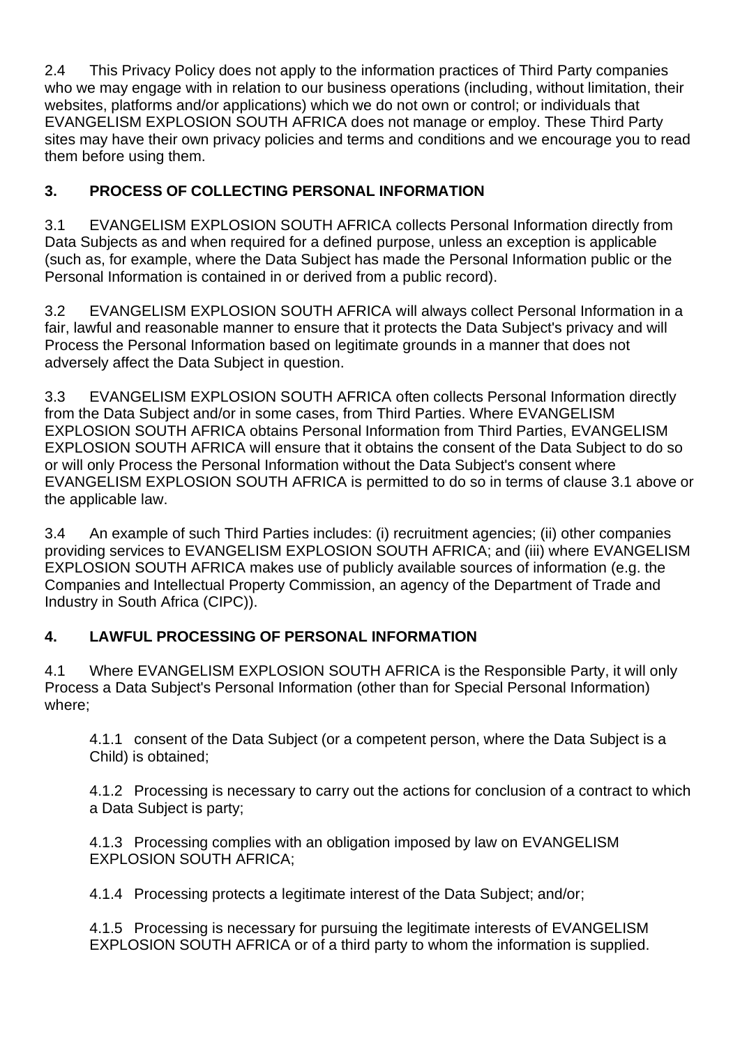2.4 This Privacy Policy does not apply to the information practices of Third Party companies who we may engage with in relation to our business operations (including, without limitation, their websites, platforms and/or applications) which we do not own or control; or individuals that EVANGELISM EXPLOSION SOUTH AFRICA does not manage or employ. These Third Party sites may have their own privacy policies and terms and conditions and we encourage you to read them before using them.

## 3. PROCESS OF COLLECTING PERSONAL INFORMATION

3.1 EVANGELISM EXPLOSION SOUTH AFRICA collects Personal Information directly from Data Subjects as and when required for a defined purpose, unless an exception is applicable (such as, for example, where the Data Subject has made the Personal Information public or the Personal Information is contained in or derived from a public record).

3.2 EVANGELISM EXPLOSION SOUTH AFRICA will always collect Personal Information in a fair, lawful and reasonable manner to ensure that it protects the Data Subject's privacy and will Process the Personal Information based on legitimate grounds in a manner that does not adversely affect the Data Subject in question.

3.3 EVANGELISM EXPLOSION SOUTH AFRICA often collects Personal Information directly from the Data Subject and/or in some cases, from Third Parties. Where EVANGELISM EXPLOSION SOUTH AFRICA obtains Personal Information from Third Parties, EVANGELISM EXPLOSION SOUTH AFRICA will ensure that it obtains the consent of the Data Subject to do so or will only Process the Personal Information without the Data Subject's consent where EVANGELISM EXPLOSION SOUTH AFRICA is permitted to do so in terms of clause 3.1 above or the applicable law.

3.4 An example of such Third Parties includes: (i) recruitment agencies; (ii) other companies providing services to EVANGELISM EXPLOSION SOUTH AFRICA; and (iii) where EVANGELISM EXPLOSION SOUTH AFRICA makes use of publicly available sources of information (e.g. the Companies and Intellectual Property Commission, an agency of the Department of Trade and Industry in South Africa (CIPC)).

## 4. LAWFUL PROCESSING OF PERSONAL INFORMATION

4.1 Where EVANGELISM EXPLOSION SOUTH AFRICA is the Responsible Party, it will only Process a Data Subject's Personal Information (other than for Special Personal Information) where;

> 4.1.1 consent of the Data Subject (or a competent person, where the Data Subject is a Child) is obtained;
>
> 4.1.2 Processing is necessary to carry out the actions for conclusion of a contract to which a Data Subject is party;
>
> 4.1.3 Processing complies with an obligation imposed by law on EVANGELISM EXPLOSION SOUTH AFRICA;
>
> 4.1.4 Processing protects a legitimate interest of the Data Subject; and/or;
>
> 4.1.5 Processing is necessary for pursuing the legitimate interests of EVANGELISM EXPLOSION SOUTH AFRICA or of a third party to whom the information is supplied.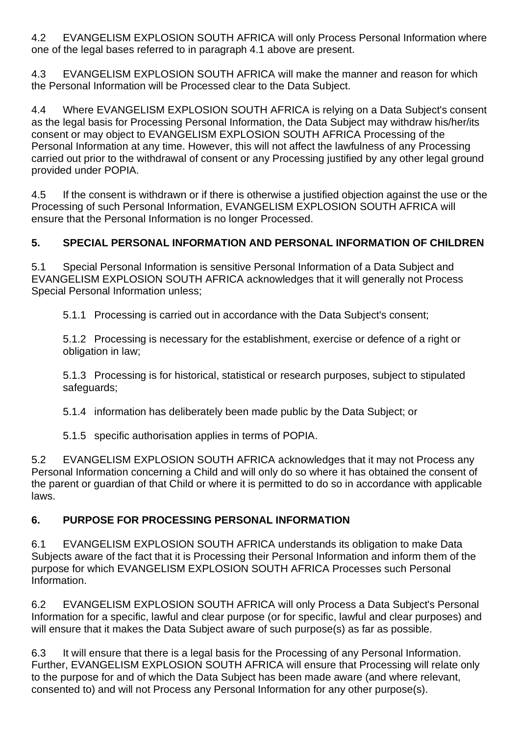4.2 EVANGELISM EXPLOSION SOUTH AFRICA will only Process Personal Information where one of the legal bases referred to in paragraph 4.1 above are present.

4.3 EVANGELISM EXPLOSION SOUTH AFRICA will make the manner and reason for which the Personal Information will be Processed clear to the Data Subject.

4.4 Where EVANGELISM EXPLOSION SOUTH AFRICA is relying on a Data Subject's consent as the legal basis for Processing Personal Information, the Data Subject may withdraw his/her/its consent or may object to EVANGELISM EXPLOSION SOUTH AFRICA Processing of the Personal Information at any time. However, this will not affect the lawfulness of any Processing carried out prior to the withdrawal of consent or any Processing justified by any other legal ground provided under POPIA.

4.5 If the consent is withdrawn or if there is otherwise a justified objection against the use or the Processing of such Personal Information, EVANGELISM EXPLOSION SOUTH AFRICA will ensure that the Personal Information is no longer Processed.

## 5. SPECIAL PERSONAL INFORMATION AND PERSONAL INFORMATION OF CHILDREN

5.1 Special Personal Information is sensitive Personal Information of a Data Subject and EVANGELISM EXPLOSION SOUTH AFRICA acknowledges that it will generally not Process Special Personal Information unless;

5.1.1 Processing is carried out in accordance with the Data Subject's consent;

5.1.2 Processing is necessary for the establishment, exercise or defence of a right or obligation in law;

5.1.3 Processing is for historical, statistical or research purposes, subject to stipulated safeguards;

5.1.4 information has deliberately been made public by the Data Subject; or

5.1.5 specific authorisation applies in terms of POPIA.

5.2 EVANGELISM EXPLOSION SOUTH AFRICA acknowledges that it may not Process any Personal Information concerning a Child and will only do so where it has obtained the consent of the parent or guardian of that Child or where it is permitted to do so in accordance with applicable laws.

## 6. PURPOSE FOR PROCESSING PERSONAL INFORMATION

6.1 EVANGELISM EXPLOSION SOUTH AFRICA understands its obligation to make Data Subjects aware of the fact that it is Processing their Personal Information and inform them of the purpose for which EVANGELISM EXPLOSION SOUTH AFRICA Processes such Personal Information.

6.2 EVANGELISM EXPLOSION SOUTH AFRICA will only Process a Data Subject's Personal Information for a specific, lawful and clear purpose (or for specific, lawful and clear purposes) and will ensure that it makes the Data Subject aware of such purpose(s) as far as possible.

6.3 It will ensure that there is a legal basis for the Processing of any Personal Information. Further, EVANGELISM EXPLOSION SOUTH AFRICA will ensure that Processing will relate only to the purpose for and of which the Data Subject has been made aware (and where relevant, consented to) and will not Process any Personal Information for any other purpose(s).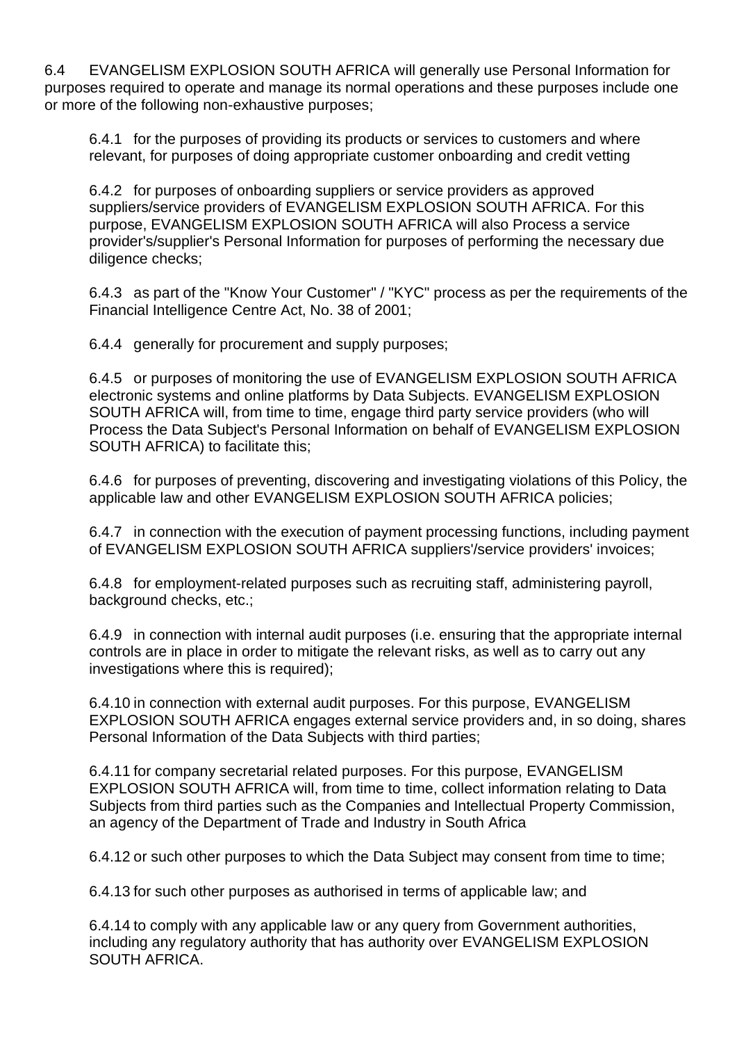6.4 EVANGELISM EXPLOSION SOUTH AFRICA will generally use Personal Information for purposes required to operate and manage its normal operations and these purposes include one or more of the following non-exhaustive purposes;

6.4.1 for the purposes of providing its products or services to customers and where relevant, for purposes of doing appropriate customer onboarding and credit vetting

6.4.2 for purposes of onboarding suppliers or service providers as approved suppliers/service providers of EVANGELISM EXPLOSION SOUTH AFRICA. For this purpose, EVANGELISM EXPLOSION SOUTH AFRICA will also Process a service provider's/supplier's Personal Information for purposes of performing the necessary due diligence checks;

6.4.3 as part of the "Know Your Customer" / "KYC" process as per the requirements of the Financial Intelligence Centre Act, No. 38 of 2001;

6.4.4 generally for procurement and supply purposes;

6.4.5 or purposes of monitoring the use of EVANGELISM EXPLOSION SOUTH AFRICA electronic systems and online platforms by Data Subjects. EVANGELISM EXPLOSION SOUTH AFRICA will, from time to time, engage third party service providers (who will Process the Data Subject's Personal Information on behalf of EVANGELISM EXPLOSION SOUTH AFRICA) to facilitate this;

6.4.6 for purposes of preventing, discovering and investigating violations of this Policy, the applicable law and other EVANGELISM EXPLOSION SOUTH AFRICA policies;

6.4.7 in connection with the execution of payment processing functions, including payment of EVANGELISM EXPLOSION SOUTH AFRICA suppliers'/service providers' invoices;

6.4.8 for employment-related purposes such as recruiting staff, administering payroll, background checks, etc.;

6.4.9 in connection with internal audit purposes (i.e. ensuring that the appropriate internal controls are in place in order to mitigate the relevant risks, as well as to carry out any investigations where this is required);

6.4.10 in connection with external audit purposes. For this purpose, EVANGELISM EXPLOSION SOUTH AFRICA engages external service providers and, in so doing, shares Personal Information of the Data Subjects with third parties;

6.4.11 for company secretarial related purposes. For this purpose, EVANGELISM EXPLOSION SOUTH AFRICA will, from time to time, collect information relating to Data Subjects from third parties such as the Companies and Intellectual Property Commission, an agency of the Department of Trade and Industry in South Africa

6.4.12 or such other purposes to which the Data Subject may consent from time to time;

6.4.13 for such other purposes as authorised in terms of applicable law; and

6.4.14 to comply with any applicable law or any query from Government authorities, including any regulatory authority that has authority over EVANGELISM EXPLOSION SOUTH AFRICA.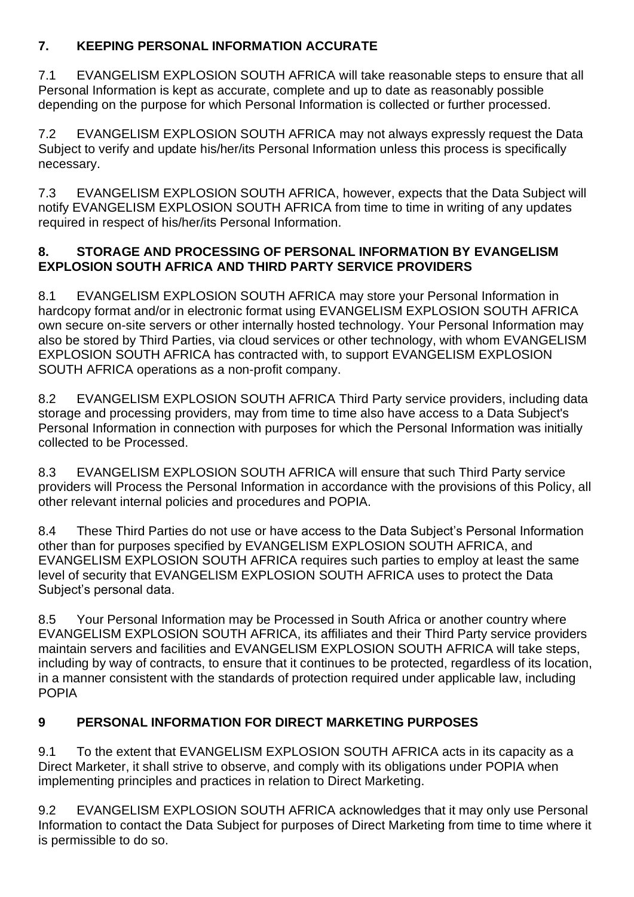## 7. KEEPING PERSONAL INFORMATION ACCURATE

7.1 EVANGELISM EXPLOSION SOUTH AFRICA will take reasonable steps to ensure that all Personal Information is kept as accurate, complete and up to date as reasonably possible depending on the purpose for which Personal Information is collected or further processed.

7.2 EVANGELISM EXPLOSION SOUTH AFRICA may not always expressly request the Data Subject to verify and update his/her/its Personal Information unless this process is specifically necessary.

7.3 EVANGELISM EXPLOSION SOUTH AFRICA, however, expects that the Data Subject will notify EVANGELISM EXPLOSION SOUTH AFRICA from time to time in writing of any updates required in respect of his/her/its Personal Information.

## 8. STORAGE AND PROCESSING OF PERSONAL INFORMATION BY EVANGELISM EXPLOSION SOUTH AFRICA AND THIRD PARTY SERVICE PROVIDERS

8.1 EVANGELISM EXPLOSION SOUTH AFRICA may store your Personal Information in hardcopy format and/or in electronic format using EVANGELISM EXPLOSION SOUTH AFRICA own secure on-site servers or other internally hosted technology. Your Personal Information may also be stored by Third Parties, via cloud services or other technology, with whom EVANGELISM EXPLOSION SOUTH AFRICA has contracted with, to support EVANGELISM EXPLOSION SOUTH AFRICA operations as a non-profit company.

8.2 EVANGELISM EXPLOSION SOUTH AFRICA Third Party service providers, including data storage and processing providers, may from time to time also have access to a Data Subject's Personal Information in connection with purposes for which the Personal Information was initially collected to be Processed.

8.3 EVANGELISM EXPLOSION SOUTH AFRICA will ensure that such Third Party service providers will Process the Personal Information in accordance with the provisions of this Policy, all other relevant internal policies and procedures and POPIA.

8.4 These Third Parties do not use or have access to the Data Subject's Personal Information other than for purposes specified by EVANGELISM EXPLOSION SOUTH AFRICA, and EVANGELISM EXPLOSION SOUTH AFRICA requires such parties to employ at least the same level of security that EVANGELISM EXPLOSION SOUTH AFRICA uses to protect the Data Subject's personal data.

8.5 Your Personal Information may be Processed in South Africa or another country where EVANGELISM EXPLOSION SOUTH AFRICA, its affiliates and their Third Party service providers maintain servers and facilities and EVANGELISM EXPLOSION SOUTH AFRICA will take steps, including by way of contracts, to ensure that it continues to be protected, regardless of its location, in a manner consistent with the standards of protection required under applicable law, including POPIA

## 9 PERSONAL INFORMATION FOR DIRECT MARKETING PURPOSES

9.1 To the extent that EVANGELISM EXPLOSION SOUTH AFRICA acts in its capacity as a Direct Marketer, it shall strive to observe, and comply with its obligations under POPIA when implementing principles and practices in relation to Direct Marketing.

9.2 EVANGELISM EXPLOSION SOUTH AFRICA acknowledges that it may only use Personal Information to contact the Data Subject for purposes of Direct Marketing from time to time where it is permissible to do so.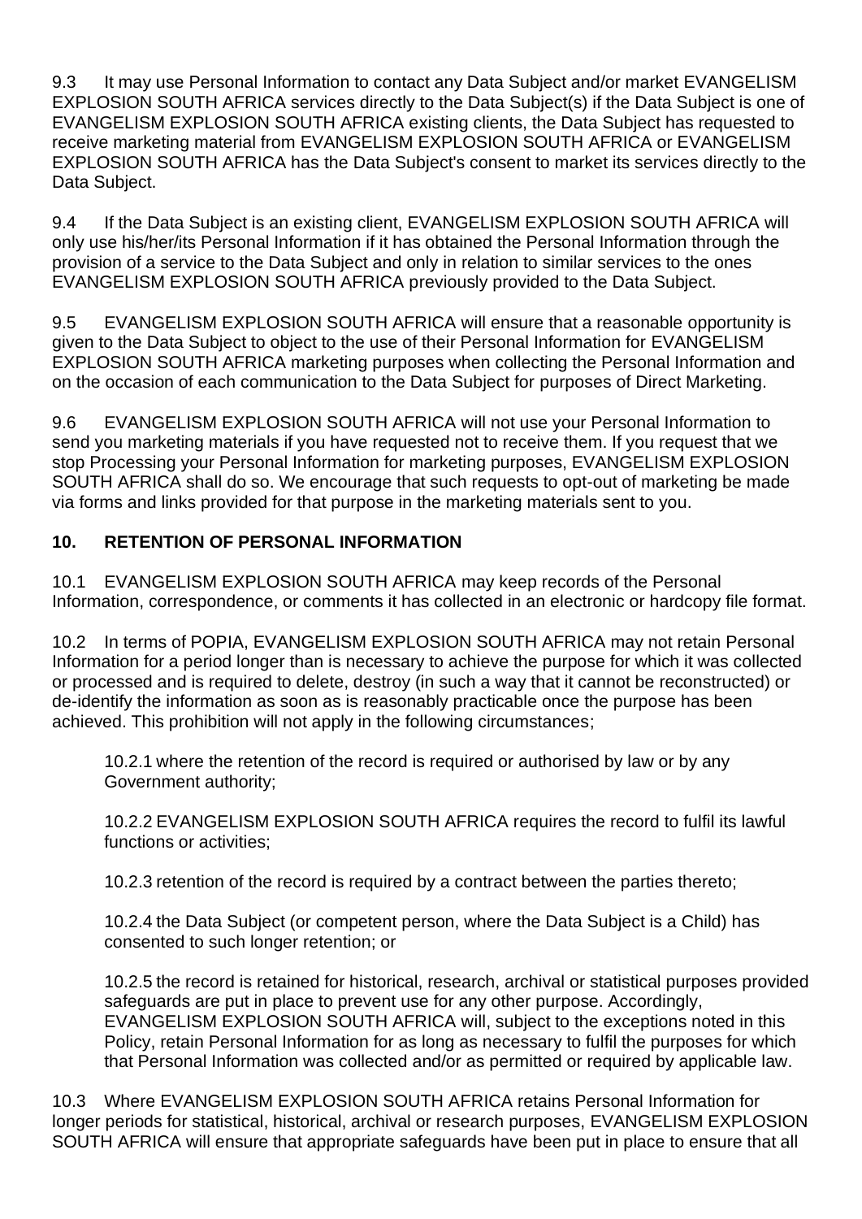9.3 It may use Personal Information to contact any Data Subject and/or market EVANGELISM EXPLOSION SOUTH AFRICA services directly to the Data Subject(s) if the Data Subject is one of EVANGELISM EXPLOSION SOUTH AFRICA existing clients, the Data Subject has requested to receive marketing material from EVANGELISM EXPLOSION SOUTH AFRICA or EVANGELISM EXPLOSION SOUTH AFRICA has the Data Subject's consent to market its services directly to the Data Subject.

9.4 If the Data Subject is an existing client, EVANGELISM EXPLOSION SOUTH AFRICA will only use his/her/its Personal Information if it has obtained the Personal Information through the provision of a service to the Data Subject and only in relation to similar services to the ones EVANGELISM EXPLOSION SOUTH AFRICA previously provided to the Data Subject.

9.5 EVANGELISM EXPLOSION SOUTH AFRICA will ensure that a reasonable opportunity is given to the Data Subject to object to the use of their Personal Information for EVANGELISM EXPLOSION SOUTH AFRICA marketing purposes when collecting the Personal Information and on the occasion of each communication to the Data Subject for purposes of Direct Marketing.

9.6 EVANGELISM EXPLOSION SOUTH AFRICA will not use your Personal Information to send you marketing materials if you have requested not to receive them. If you request that we stop Processing your Personal Information for marketing purposes, EVANGELISM EXPLOSION SOUTH AFRICA shall do so. We encourage that such requests to opt-out of marketing be made via forms and links provided for that purpose in the marketing materials sent to you.

## 10. RETENTION OF PERSONAL INFORMATION

10.1 EVANGELISM EXPLOSION SOUTH AFRICA may keep records of the Personal Information, correspondence, or comments it has collected in an electronic or hardcopy file format.

10.2 In terms of POPIA, EVANGELISM EXPLOSION SOUTH AFRICA may not retain Personal Information for a period longer than is necessary to achieve the purpose for which it was collected or processed and is required to delete, destroy (in such a way that it cannot be reconstructed) or de-identify the information as soon as is reasonably practicable once the purpose has been achieved. This prohibition will not apply in the following circumstances;

> 10.2.1 where the retention of the record is required or authorised by law or by any Government authority;
>
> 10.2.2 EVANGELISM EXPLOSION SOUTH AFRICA requires the record to fulfil its lawful functions or activities;
>
> 10.2.3 retention of the record is required by a contract between the parties thereto;
>
> 10.2.4 the Data Subject (or competent person, where the Data Subject is a Child) has consented to such longer retention; or
>
> 10.2.5 the record is retained for historical, research, archival or statistical purposes provided safeguards are put in place to prevent use for any other purpose. Accordingly, EVANGELISM EXPLOSION SOUTH AFRICA will, subject to the exceptions noted in this Policy, retain Personal Information for as long as necessary to fulfil the purposes for which that Personal Information was collected and/or as permitted or required by applicable law.

10.3 Where EVANGELISM EXPLOSION SOUTH AFRICA retains Personal Information for longer periods for statistical, historical, archival or research purposes, EVANGELISM EXPLOSION SOUTH AFRICA will ensure that appropriate safeguards have been put in place to ensure that all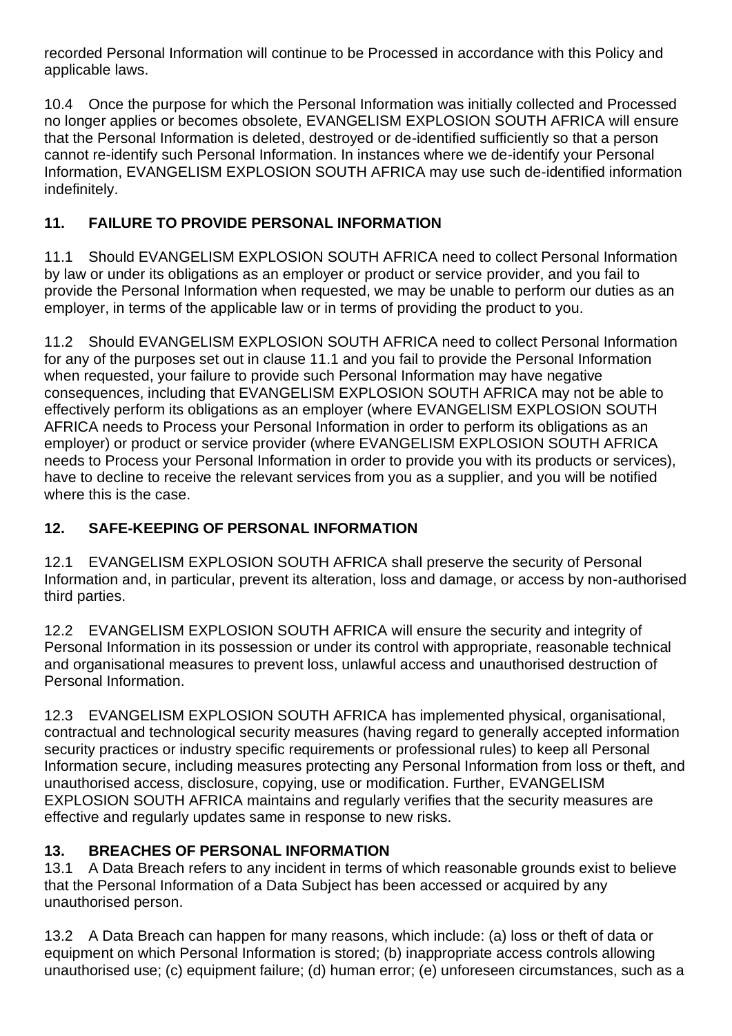recorded Personal Information will continue to be Processed in accordance with this Policy and applicable laws.

10.4 Once the purpose for which the Personal Information was initially collected and Processed no longer applies or becomes obsolete, EVANGELISM EXPLOSION SOUTH AFRICA will ensure that the Personal Information is deleted, destroyed or de-identified sufficiently so that a person cannot re-identify such Personal Information. In instances where we de-identify your Personal Information, EVANGELISM EXPLOSION SOUTH AFRICA may use such de-identified information indefinitely.

## 11. FAILURE TO PROVIDE PERSONAL INFORMATION

11.1 Should EVANGELISM EXPLOSION SOUTH AFRICA need to collect Personal Information by law or under its obligations as an employer or product or service provider, and you fail to provide the Personal Information when requested, we may be unable to perform our duties as an employer, in terms of the applicable law or in terms of providing the product to you.

11.2 Should EVANGELISM EXPLOSION SOUTH AFRICA need to collect Personal Information for any of the purposes set out in clause 11.1 and you fail to provide the Personal Information when requested, your failure to provide such Personal Information may have negative consequences, including that EVANGELISM EXPLOSION SOUTH AFRICA may not be able to effectively perform its obligations as an employer (where EVANGELISM EXPLOSION SOUTH AFRICA needs to Process your Personal Information in order to perform its obligations as an employer) or product or service provider (where EVANGELISM EXPLOSION SOUTH AFRICA needs to Process your Personal Information in order to provide you with its products or services), have to decline to receive the relevant services from you as a supplier, and you will be notified where this is the case.

## 12. SAFE-KEEPING OF PERSONAL INFORMATION

12.1 EVANGELISM EXPLOSION SOUTH AFRICA shall preserve the security of Personal Information and, in particular, prevent its alteration, loss and damage, or access by non-authorised third parties.

12.2 EVANGELISM EXPLOSION SOUTH AFRICA will ensure the security and integrity of Personal Information in its possession or under its control with appropriate, reasonable technical and organisational measures to prevent loss, unlawful access and unauthorised destruction of Personal Information.

12.3 EVANGELISM EXPLOSION SOUTH AFRICA has implemented physical, organisational, contractual and technological security measures (having regard to generally accepted information security practices or industry specific requirements or professional rules) to keep all Personal Information secure, including measures protecting any Personal Information from loss or theft, and unauthorised access, disclosure, copying, use or modification. Further, EVANGELISM EXPLOSION SOUTH AFRICA maintains and regularly verifies that the security measures are effective and regularly updates same in response to new risks.

## 13. BREACHES OF PERSONAL INFORMATION

13.1 A Data Breach refers to any incident in terms of which reasonable grounds exist to believe that the Personal Information of a Data Subject has been accessed or acquired by any unauthorised person.

13.2 A Data Breach can happen for many reasons, which include: (a) loss or theft of data or equipment on which Personal Information is stored; (b) inappropriate access controls allowing unauthorised use; (c) equipment failure; (d) human error; (e) unforeseen circumstances, such as a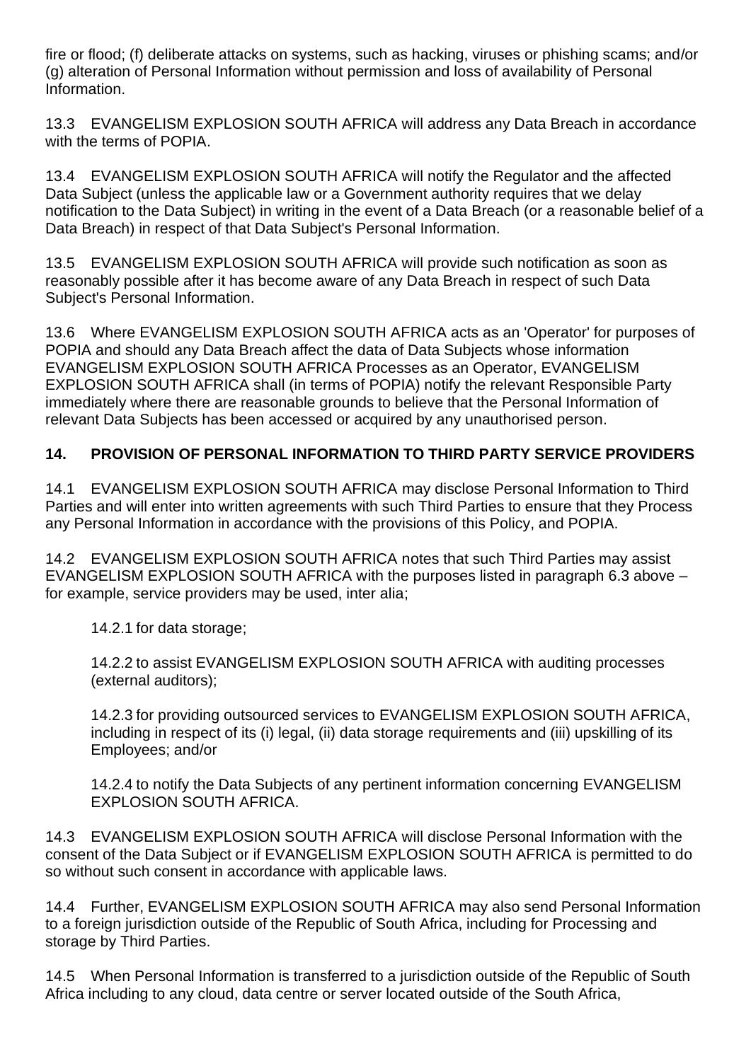fire or flood; (f) deliberate attacks on systems, such as hacking, viruses or phishing scams; and/or (g) alteration of Personal Information without permission and loss of availability of Personal Information.

13.3 EVANGELISM EXPLOSION SOUTH AFRICA will address any Data Breach in accordance with the terms of POPIA.

13.4 EVANGELISM EXPLOSION SOUTH AFRICA will notify the Regulator and the affected Data Subject (unless the applicable law or a Government authority requires that we delay notification to the Data Subject) in writing in the event of a Data Breach (or a reasonable belief of a Data Breach) in respect of that Data Subject's Personal Information.

13.5 EVANGELISM EXPLOSION SOUTH AFRICA will provide such notification as soon as reasonably possible after it has become aware of any Data Breach in respect of such Data Subject's Personal Information.

13.6 Where EVANGELISM EXPLOSION SOUTH AFRICA acts as an 'Operator' for purposes of POPIA and should any Data Breach affect the data of Data Subjects whose information EVANGELISM EXPLOSION SOUTH AFRICA Processes as an Operator, EVANGELISM EXPLOSION SOUTH AFRICA shall (in terms of POPIA) notify the relevant Responsible Party immediately where there are reasonable grounds to believe that the Personal Information of relevant Data Subjects has been accessed or acquired by any unauthorised person.

## 14. PROVISION OF PERSONAL INFORMATION TO THIRD PARTY SERVICE PROVIDERS

14.1 EVANGELISM EXPLOSION SOUTH AFRICA may disclose Personal Information to Third Parties and will enter into written agreements with such Third Parties to ensure that they Process any Personal Information in accordance with the provisions of this Policy, and POPIA.

14.2 EVANGELISM EXPLOSION SOUTH AFRICA notes that such Third Parties may assist EVANGELISM EXPLOSION SOUTH AFRICA with the purposes listed in paragraph 6.3 above – for example, service providers may be used, inter alia;

14.2.1 for data storage;

14.2.2 to assist EVANGELISM EXPLOSION SOUTH AFRICA with auditing processes (external auditors);

14.2.3 for providing outsourced services to EVANGELISM EXPLOSION SOUTH AFRICA, including in respect of its (i) legal, (ii) data storage requirements and (iii) upskilling of its Employees; and/or

14.2.4 to notify the Data Subjects of any pertinent information concerning EVANGELISM EXPLOSION SOUTH AFRICA.

14.3 EVANGELISM EXPLOSION SOUTH AFRICA will disclose Personal Information with the consent of the Data Subject or if EVANGELISM EXPLOSION SOUTH AFRICA is permitted to do so without such consent in accordance with applicable laws.

14.4 Further, EVANGELISM EXPLOSION SOUTH AFRICA may also send Personal Information to a foreign jurisdiction outside of the Republic of South Africa, including for Processing and storage by Third Parties.

14.5 When Personal Information is transferred to a jurisdiction outside of the Republic of South Africa including to any cloud, data centre or server located outside of the South Africa,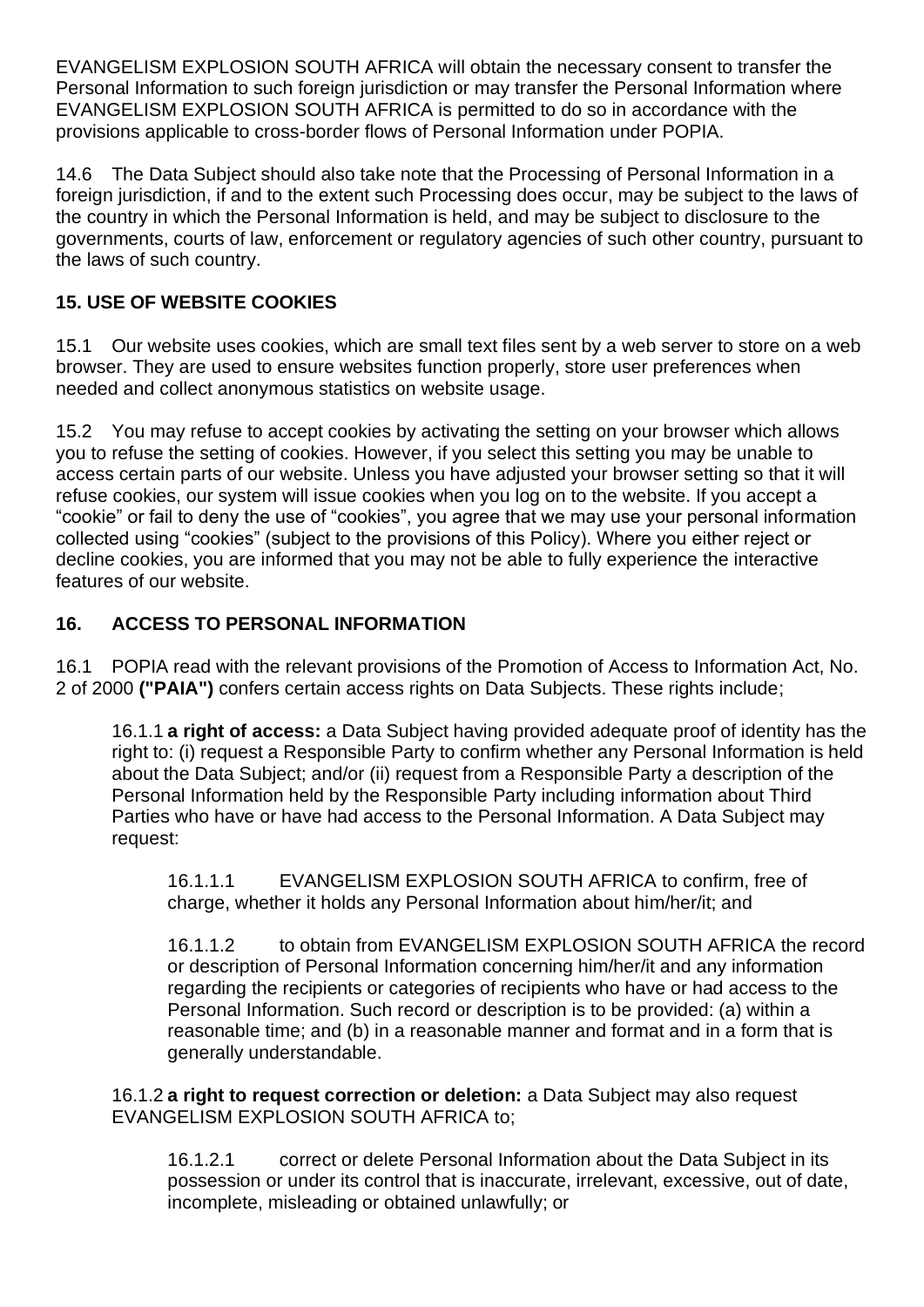EVANGELISM EXPLOSION SOUTH AFRICA will obtain the necessary consent to transfer the Personal Information to such foreign jurisdiction or may transfer the Personal Information where EVANGELISM EXPLOSION SOUTH AFRICA is permitted to do so in accordance with the provisions applicable to cross-border flows of Personal Information under POPIA.

14.6 The Data Subject should also take note that the Processing of Personal Information in a foreign jurisdiction, if and to the extent such Processing does occur, may be subject to the laws of the country in which the Personal Information is held, and may be subject to disclosure to the governments, courts of law, enforcement or regulatory agencies of such other country, pursuant to the laws of such country.

## 15. USE OF WEBSITE COOKIES

15.1 Our website uses cookies, which are small text files sent by a web server to store on a web browser. They are used to ensure websites function properly, store user preferences when needed and collect anonymous statistics on website usage.

15.2 You may refuse to accept cookies by activating the setting on your browser which allows you to refuse the setting of cookies. However, if you select this setting you may be unable to access certain parts of our website. Unless you have adjusted your browser setting so that it will refuse cookies, our system will issue cookies when you log on to the website. If you accept a "cookie" or fail to deny the use of "cookies", you agree that we may use your personal information collected using "cookies" (subject to the provisions of this Policy). Where you either reject or decline cookies, you are informed that you may not be able to fully experience the interactive features of our website.

## 16. ACCESS TO PERSONAL INFORMATION

16.1 POPIA read with the relevant provisions of the Promotion of Access to Information Act, No. 2 of 2000 **("PAIA")** confers certain access rights on Data Subjects. These rights include;

16.1.1 **a right of access:** a Data Subject having provided adequate proof of identity has the right to: (i) request a Responsible Party to confirm whether any Personal Information is held about the Data Subject; and/or (ii) request from a Responsible Party a description of the Personal Information held by the Responsible Party including information about Third Parties who have or have had access to the Personal Information. A Data Subject may request:

16.1.1.1 EVANGELISM EXPLOSION SOUTH AFRICA to confirm, free of charge, whether it holds any Personal Information about him/her/it; and

16.1.1.2 to obtain from EVANGELISM EXPLOSION SOUTH AFRICA the record or description of Personal Information concerning him/her/it and any information regarding the recipients or categories of recipients who have or had access to the Personal Information. Such record or description is to be provided: (a) within a reasonable time; and (b) in a reasonable manner and format and in a form that is generally understandable.

16.1.2 **a right to request correction or deletion:** a Data Subject may also request EVANGELISM EXPLOSION SOUTH AFRICA to;

16.1.2.1 correct or delete Personal Information about the Data Subject in its possession or under its control that is inaccurate, irrelevant, excessive, out of date, incomplete, misleading or obtained unlawfully; or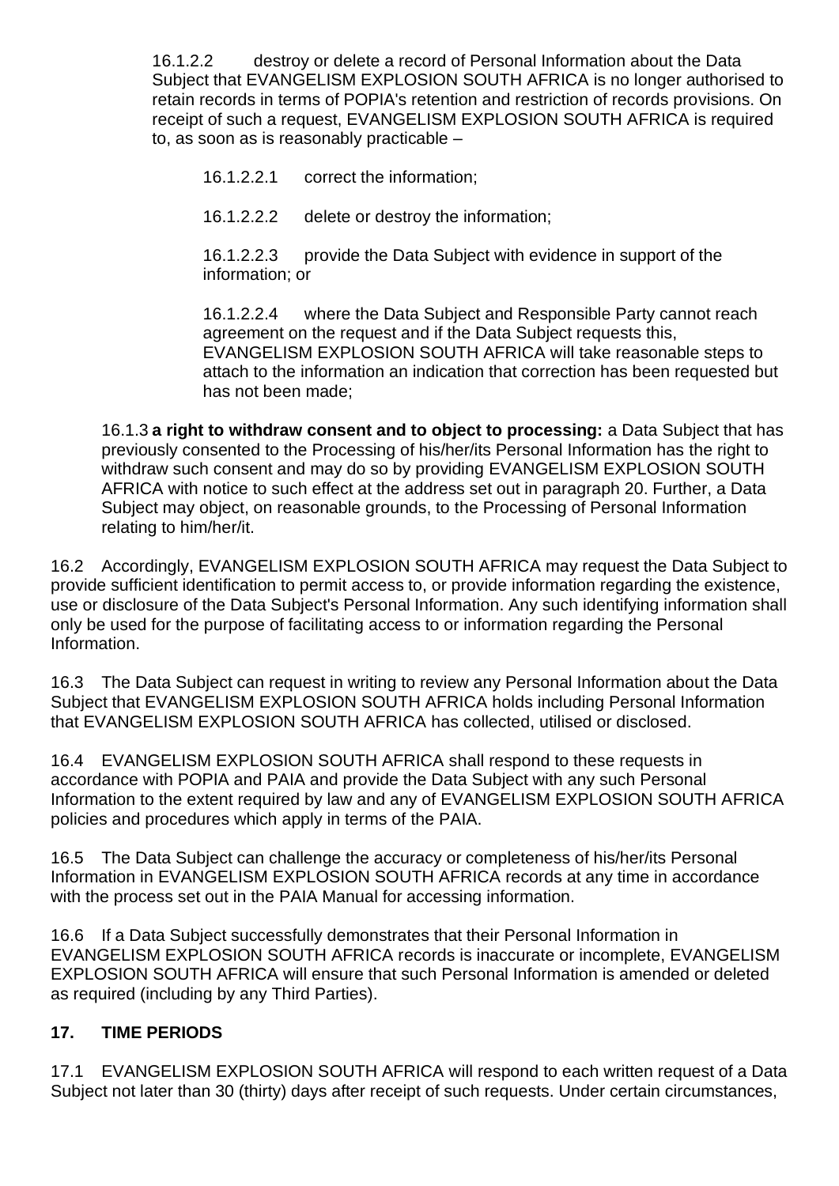16.1.2.2 destroy or delete a record of Personal Information about the Data Subject that EVANGELISM EXPLOSION SOUTH AFRICA is no longer authorised to retain records in terms of POPIA's retention and restriction of records provisions. On receipt of such a request, EVANGELISM EXPLOSION SOUTH AFRICA is required to, as soon as is reasonably practicable –

16.1.2.2.1 correct the information;

16.1.2.2.2 delete or destroy the information;

16.1.2.2.3 provide the Data Subject with evidence in support of the information; or

16.1.2.2.4 where the Data Subject and Responsible Party cannot reach agreement on the request and if the Data Subject requests this, EVANGELISM EXPLOSION SOUTH AFRICA will take reasonable steps to attach to the information an indication that correction has been requested but has not been made;

16.1.3 **a right to withdraw consent and to object to processing:** a Data Subject that has previously consented to the Processing of his/her/its Personal Information has the right to withdraw such consent and may do so by providing EVANGELISM EXPLOSION SOUTH AFRICA with notice to such effect at the address set out in paragraph 20. Further, a Data Subject may object, on reasonable grounds, to the Processing of Personal Information relating to him/her/it.

16.2 Accordingly, EVANGELISM EXPLOSION SOUTH AFRICA may request the Data Subject to provide sufficient identification to permit access to, or provide information regarding the existence, use or disclosure of the Data Subject's Personal Information. Any such identifying information shall only be used for the purpose of facilitating access to or information regarding the Personal Information.

16.3 The Data Subject can request in writing to review any Personal Information about the Data Subject that EVANGELISM EXPLOSION SOUTH AFRICA holds including Personal Information that EVANGELISM EXPLOSION SOUTH AFRICA has collected, utilised or disclosed.

16.4 EVANGELISM EXPLOSION SOUTH AFRICA shall respond to these requests in accordance with POPIA and PAIA and provide the Data Subject with any such Personal Information to the extent required by law and any of EVANGELISM EXPLOSION SOUTH AFRICA policies and procedures which apply in terms of the PAIA.

16.5 The Data Subject can challenge the accuracy or completeness of his/her/its Personal Information in EVANGELISM EXPLOSION SOUTH AFRICA records at any time in accordance with the process set out in the PAIA Manual for accessing information.

16.6 If a Data Subject successfully demonstrates that their Personal Information in EVANGELISM EXPLOSION SOUTH AFRICA records is inaccurate or incomplete, EVANGELISM EXPLOSION SOUTH AFRICA will ensure that such Personal Information is amended or deleted as required (including by any Third Parties).

## 17. TIME PERIODS

17.1 EVANGELISM EXPLOSION SOUTH AFRICA will respond to each written request of a Data Subject not later than 30 (thirty) days after receipt of such requests. Under certain circumstances,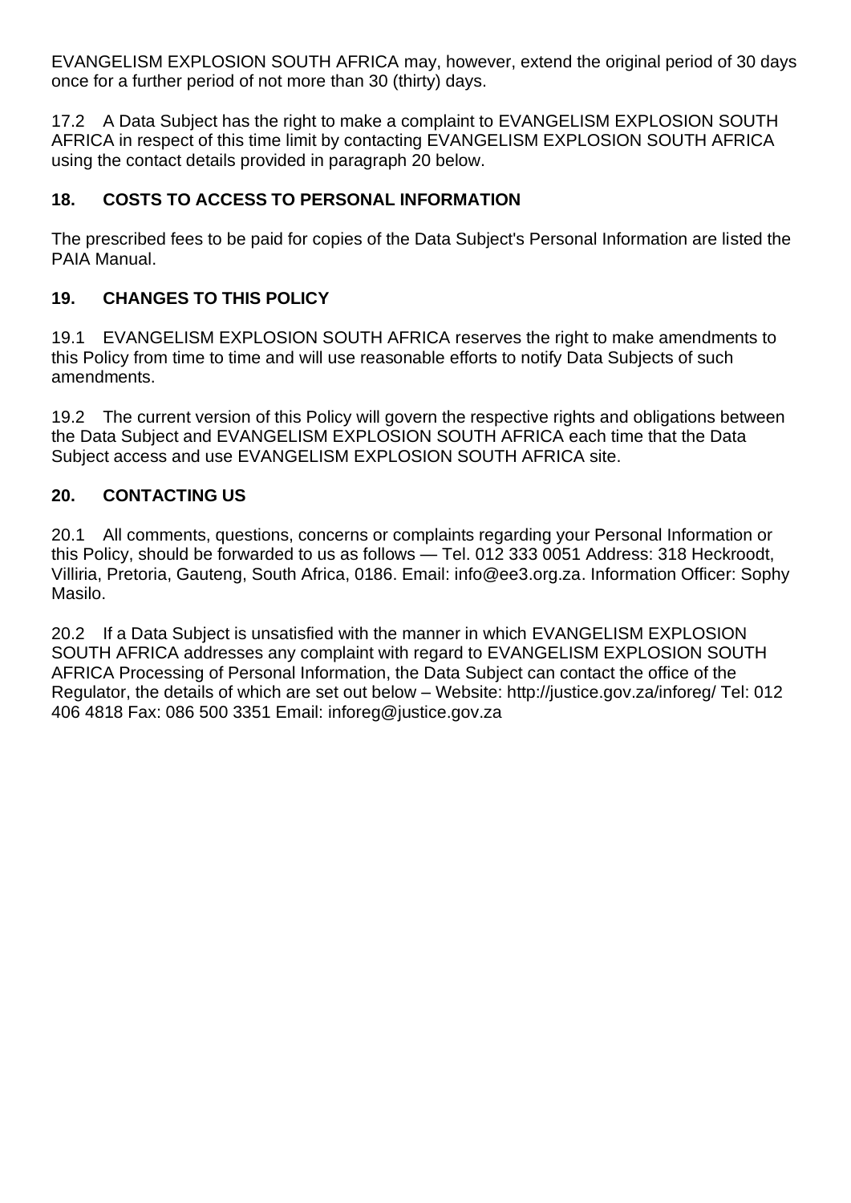EVANGELISM EXPLOSION SOUTH AFRICA may, however, extend the original period of 30 days once for a further period of not more than 30 (thirty) days.

17.2 A Data Subject has the right to make a complaint to EVANGELISM EXPLOSION SOUTH AFRICA in respect of this time limit by contacting EVANGELISM EXPLOSION SOUTH AFRICA using the contact details provided in paragraph 20 below.

## 18. COSTS TO ACCESS TO PERSONAL INFORMATION

The prescribed fees to be paid for copies of the Data Subject's Personal Information are listed the PAIA Manual.

## 19. CHANGES TO THIS POLICY

19.1 EVANGELISM EXPLOSION SOUTH AFRICA reserves the right to make amendments to this Policy from time to time and will use reasonable efforts to notify Data Subjects of such amendments.

19.2 The current version of this Policy will govern the respective rights and obligations between the Data Subject and EVANGELISM EXPLOSION SOUTH AFRICA each time that the Data Subject access and use EVANGELISM EXPLOSION SOUTH AFRICA site.

## 20. CONTACTING US

20.1 All comments, questions, concerns or complaints regarding your Personal Information or this Policy, should be forwarded to us as follows — Tel. 012 333 0051 Address: 318 Heckroodt, Villiria, Pretoria, Gauteng, South Africa, 0186. Email: info@ee3.org.za. Information Officer: Sophy Masilo.

20.2 If a Data Subject is unsatisfied with the manner in which EVANGELISM EXPLOSION SOUTH AFRICA addresses any complaint with regard to EVANGELISM EXPLOSION SOUTH AFRICA Processing of Personal Information, the Data Subject can contact the office of the Regulator, the details of which are set out below – Website: http://justice.gov.za/inforeg/ Tel: 012 406 4818 Fax: 086 500 3351 Email: inforeg@justice.gov.za